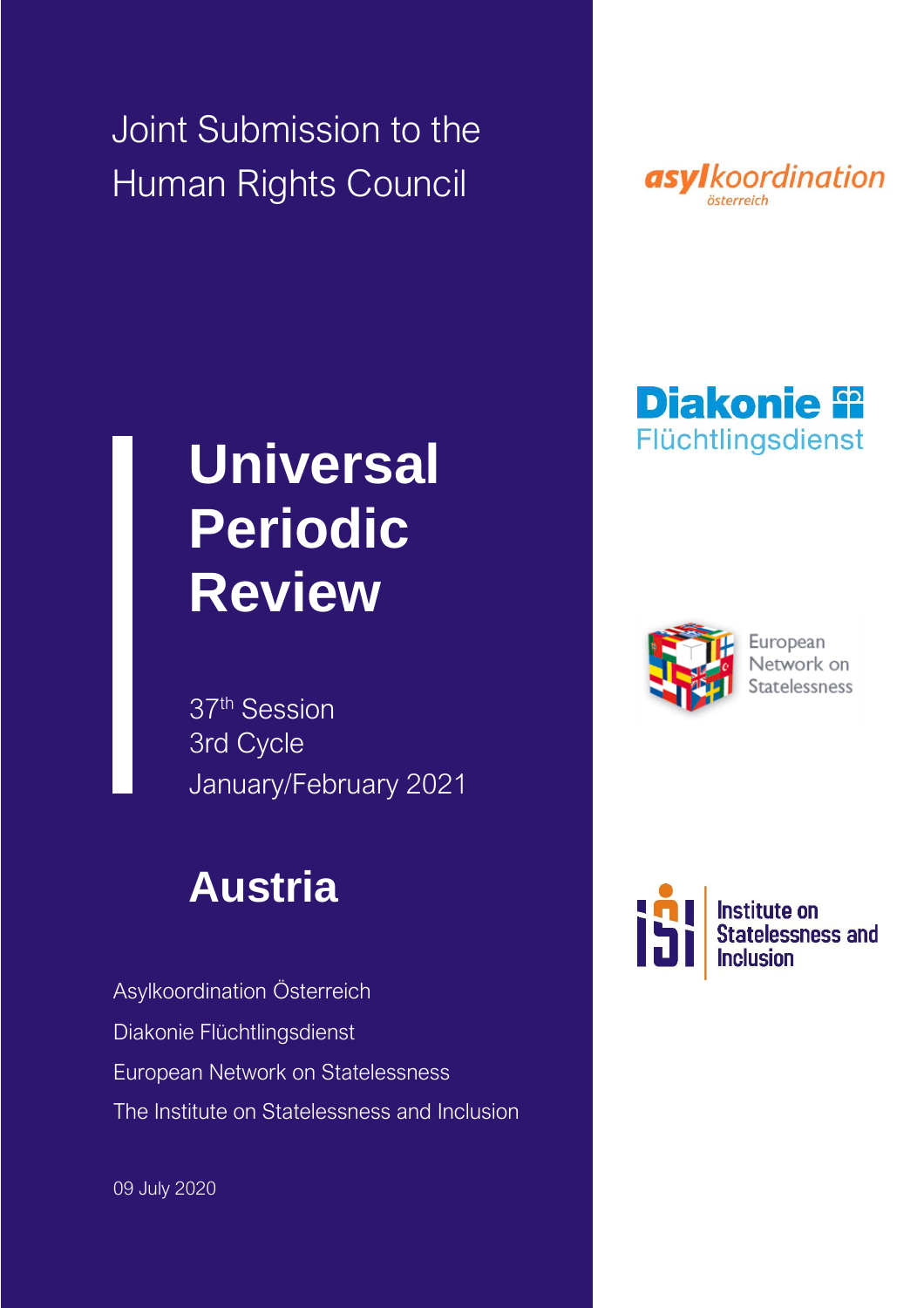Joint Submission to the Human Rights Council

# Universal Periodic Review

37th Session
3rd Cycle
January/February 2021

## Austria

Asylkoordination Österreich
Diakonie Flüchtlingsdienst
European Network on Statelessness
The Institute on Statelessness and Inclusion

09 July 2020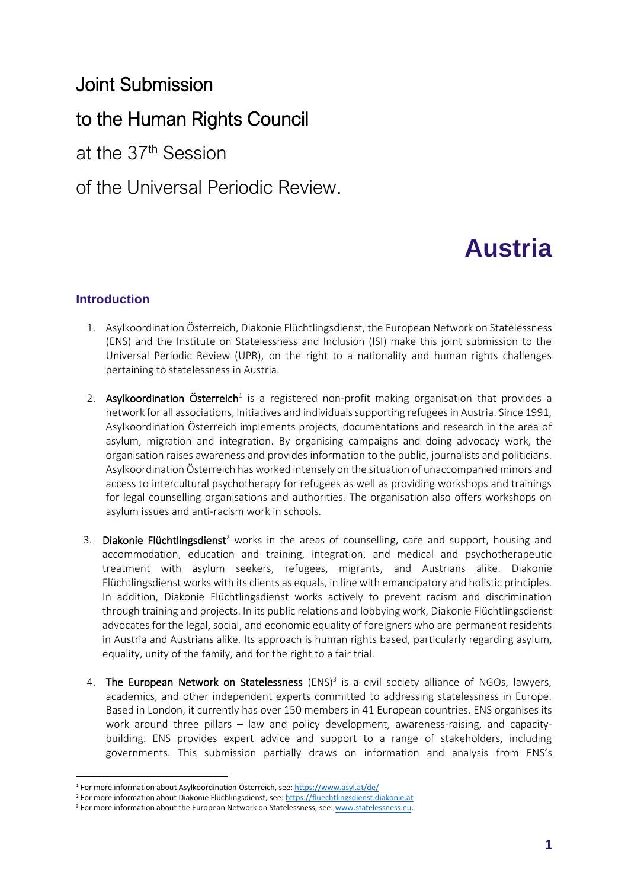# Joint Submission

# to the Human Rights Council

at the 37th Session

of the Universal Periodic Review.

# Austria

## Introduction

1. Asylkoordination Österreich, Diakonie Flüchtlingsdienst, the European Network on Statelessness (ENS) and the Institute on Statelessness and Inclusion (ISI) make this joint submission to the Universal Periodic Review (UPR), on the right to a nationality and human rights challenges pertaining to statelessness in Austria.

2. **Asylkoordination Österreich**[1] is a registered non-profit making organisation that provides a network for all associations, initiatives and individuals supporting refugees in Austria. Since 1991, Asylkoordination Österreich implements projects, documentations and research in the area of asylum, migration and integration. By organising campaigns and doing advocacy work, the organisation raises awareness and provides information to the public, journalists and politicians. Asylkoordination Österreich has worked intensely on the situation of unaccompanied minors and access to intercultural psychotherapy for refugees as well as providing workshops and trainings for legal counselling organisations and authorities. The organisation also offers workshops on asylum issues and anti-racism work in schools.

3. **Diakonie Flüchtlingsdienst**[2] works in the areas of counselling, care and support, housing and accommodation, education and training, integration, and medical and psychotherapeutic treatment with asylum seekers, refugees, migrants, and Austrians alike. Diakonie Flüchtlingsdienst works with its clients as equals, in line with emancipatory and holistic principles. In addition, Diakonie Flüchtlingsdienst works actively to prevent racism and discrimination through training and projects. In its public relations and lobbying work, Diakonie Flüchtlingsdienst advocates for the legal, social, and economic equality of foreigners who are permanent residents in Austria and Austrians alike. Its approach is human rights based, particularly regarding asylum, equality, unity of the family, and for the right to a fair trial.

4. **The European Network on Statelessness** (ENS)[3] is a civil society alliance of NGOs, lawyers, academics, and other independent experts committed to addressing statelessness in Europe. Based in London, it currently has over 150 members in 41 European countries. ENS organises its work around three pillars – law and policy development, awareness-raising, and capacity-building. ENS provides expert advice and support to a range of stakeholders, including governments. This submission partially draws on information and analysis from ENS's

---

[1] For more information about Asylkoordination Österreich, see: https://www.asyl.at/de/

[2] For more information about Diakonie Flüchlingsdienst, see: https://fluechtlingsdienst.diakonie.at

[3] For more information about the European Network on Statelessness, see: www.statelessness.eu.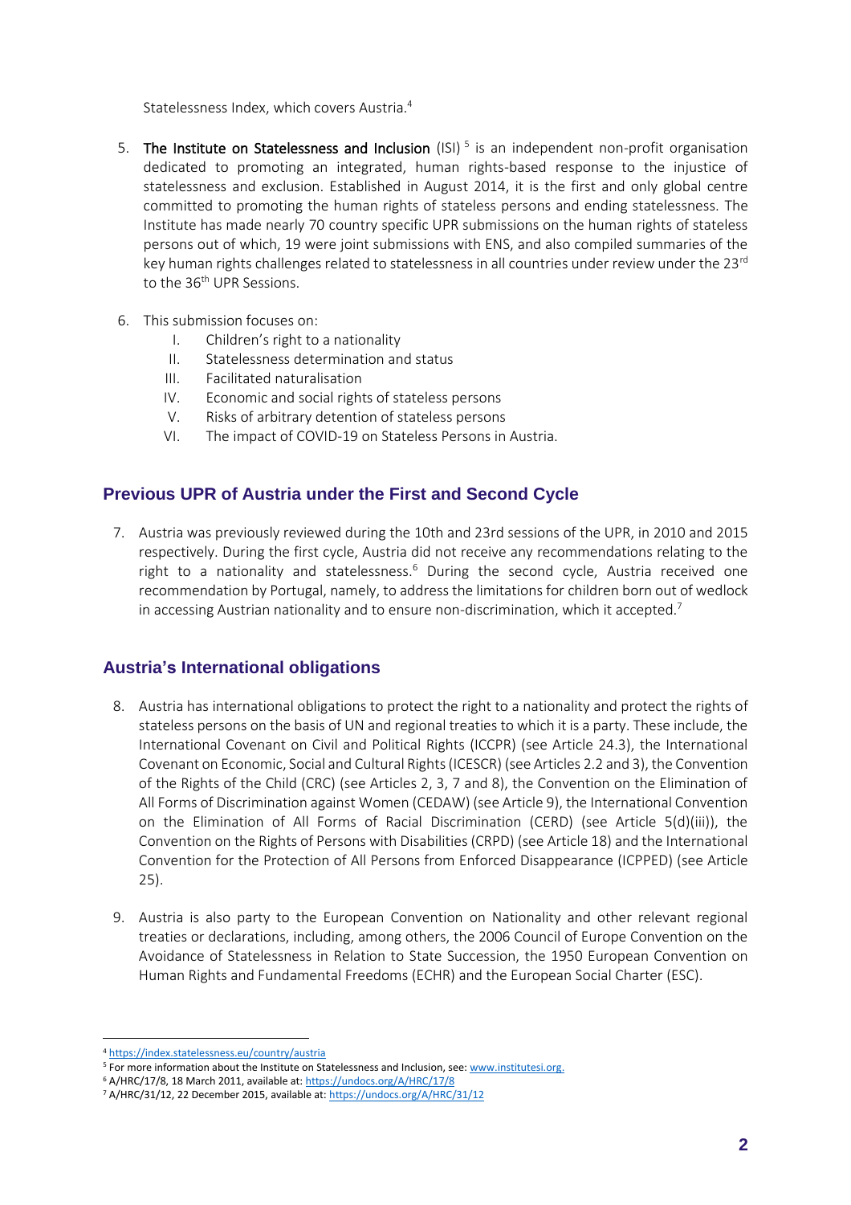Statelessness Index, which covers Austria.[4]

5. **The Institute on Statelessness and Inclusion** (ISI) [5] is an independent non-profit organisation dedicated to promoting an integrated, human rights-based response to the injustice of statelessness and exclusion. Established in August 2014, it is the first and only global centre committed to promoting the human rights of stateless persons and ending statelessness. The Institute has made nearly 70 country specific UPR submissions on the human rights of stateless persons out of which, 19 were joint submissions with ENS, and also compiled summaries of the key human rights challenges related to statelessness in all countries under review under the 23rd to the 36th UPR Sessions.

6. This submission focuses on:
   I. Children's right to a nationality
   II. Statelessness determination and status
   III. Facilitated naturalisation
   IV. Economic and social rights of stateless persons
   V. Risks of arbitrary detention of stateless persons
   VI. The impact of COVID-19 on Stateless Persons in Austria.

## Previous UPR of Austria under the First and Second Cycle

7. Austria was previously reviewed during the 10th and 23rd sessions of the UPR, in 2010 and 2015 respectively. During the first cycle, Austria did not receive any recommendations relating to the right to a nationality and statelessness.[6] During the second cycle, Austria received one recommendation by Portugal, namely, to address the limitations for children born out of wedlock in accessing Austrian nationality and to ensure non-discrimination, which it accepted.[7]

## Austria's International obligations

8. Austria has international obligations to protect the right to a nationality and protect the rights of stateless persons on the basis of UN and regional treaties to which it is a party. These include, the International Covenant on Civil and Political Rights (ICCPR) (see Article 24.3), the International Covenant on Economic, Social and Cultural Rights (ICESCR) (see Articles 2.2 and 3), the Convention of the Rights of the Child (CRC) (see Articles 2, 3, 7 and 8), the Convention on the Elimination of All Forms of Discrimination against Women (CEDAW) (see Article 9), the International Convention on the Elimination of All Forms of Racial Discrimination (CERD) (see Article 5(d)(iii)), the Convention on the Rights of Persons with Disabilities (CRPD) (see Article 18) and the International Convention for the Protection of All Persons from Enforced Disappearance (ICPPED) (see Article 25).

9. Austria is also party to the European Convention on Nationality and other relevant regional treaties or declarations, including, among others, the 2006 Council of Europe Convention on the Avoidance of Statelessness in Relation to State Succession, the 1950 European Convention on Human Rights and Fundamental Freedoms (ECHR) and the European Social Charter (ESC).

---

[4] https://index.statelessness.eu/country/austria
[5] For more information about the Institute on Statelessness and Inclusion, see: www.institutesi.org.
[6] A/HRC/17/8, 18 March 2011, available at: https://undocs.org/A/HRC/17/8
[7] A/HRC/31/12, 22 December 2015, available at: https://undocs.org/A/HRC/31/12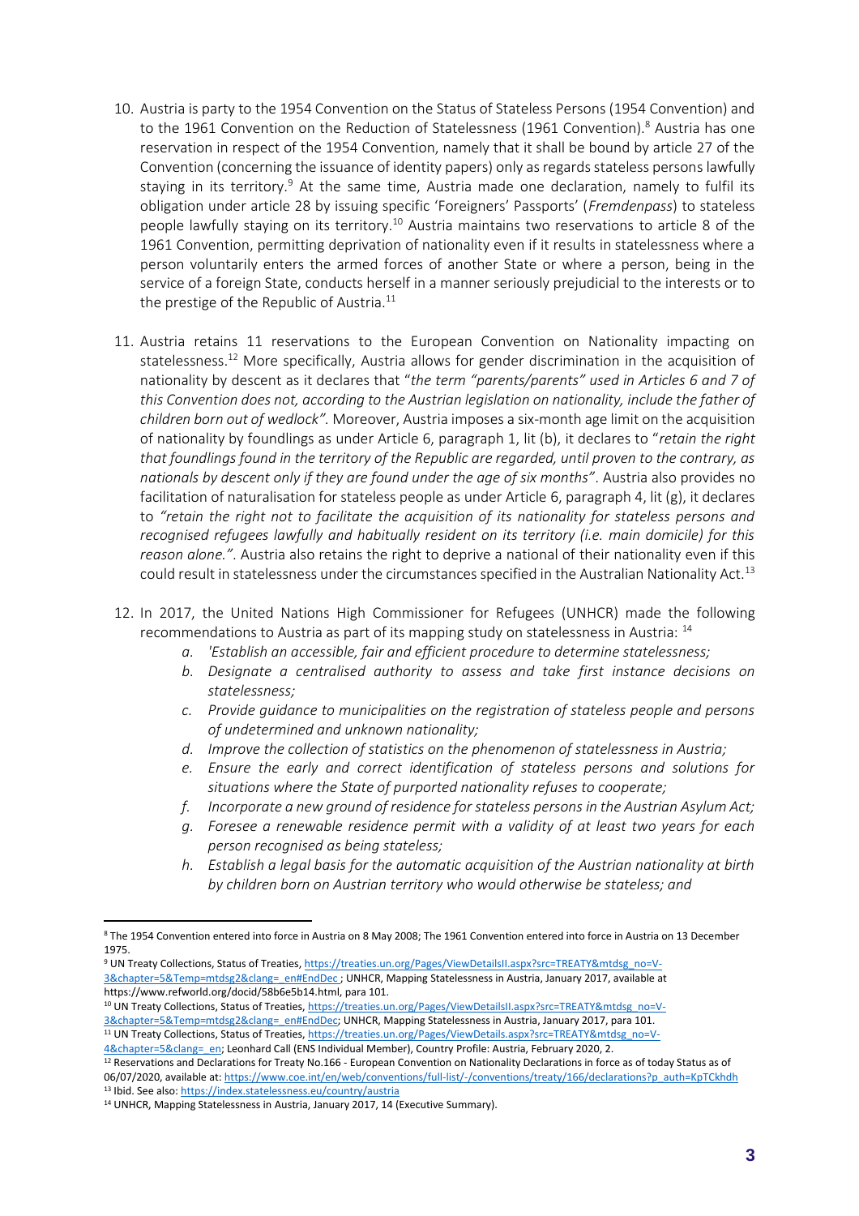10. Austria is party to the 1954 Convention on the Status of Stateless Persons (1954 Convention) and to the 1961 Convention on the Reduction of Statelessness (1961 Convention).[8] Austria has one reservation in respect of the 1954 Convention, namely that it shall be bound by article 27 of the Convention (concerning the issuance of identity papers) only as regards stateless persons lawfully staying in its territory.[9] At the same time, Austria made one declaration, namely to fulfil its obligation under article 28 by issuing specific 'Foreigners' Passports' (*Fremdenpass*) to stateless people lawfully staying on its territory.[10] Austria maintains two reservations to article 8 of the 1961 Convention, permitting deprivation of nationality even if it results in statelessness where a person voluntarily enters the armed forces of another State or where a person, being in the service of a foreign State, conducts herself in a manner seriously prejudicial to the interests or to the prestige of the Republic of Austria.[11]

11. Austria retains 11 reservations to the European Convention on Nationality impacting on statelessness.[12] More specifically, Austria allows for gender discrimination in the acquisition of nationality by descent as it declares that "*the term "parents/parents" used in Articles 6 and 7 of this Convention does not, according to the Austrian legislation on nationality, include the father of children born out of wedlock"*. Moreover, Austria imposes a six-month age limit on the acquisition of nationality by foundlings as under Article 6, paragraph 1, lit (b), it declares to "*retain the right that foundlings found in the territory of the Republic are regarded, until proven to the contrary, as nationals by descent only if they are found under the age of six months"*. Austria also provides no facilitation of naturalisation for stateless people as under Article 6, paragraph 4, lit (g), it declares to *"retain the right not to facilitate the acquisition of its nationality for stateless persons and recognised refugees lawfully and habitually resident on its territory (i.e. main domicile) for this reason alone."*. Austria also retains the right to deprive a national of their nationality even if this could result in statelessness under the circumstances specified in the Australian Nationality Act.[13]

12. In 2017, the United Nations High Commissioner for Refugees (UNHCR) made the following recommendations to Austria as part of its mapping study on statelessness in Austria: [14]
    a. *'Establish an accessible, fair and efficient procedure to determine statelessness;*
    b. *Designate a centralised authority to assess and take first instance decisions on statelessness;*
    c. *Provide guidance to municipalities on the registration of stateless people and persons of undetermined and unknown nationality;*
    d. *Improve the collection of statistics on the phenomenon of statelessness in Austria;*
    e. *Ensure the early and correct identification of stateless persons and solutions for situations where the State of purported nationality refuses to cooperate;*
    f. *Incorporate a new ground of residence for stateless persons in the Austrian Asylum Act;*
    g. *Foresee a renewable residence permit with a validity of at least two years for each person recognised as being stateless;*
    h. *Establish a legal basis for the automatic acquisition of the Austrian nationality at birth by children born on Austrian territory who would otherwise be stateless; and*

---

[8] The 1954 Convention entered into force in Austria on 8 May 2008; The 1961 Convention entered into force in Austria on 13 December 1975.

[9] UN Treaty Collections, Status of Treaties, https://treaties.un.org/Pages/ViewDetailsII.aspx?src=TREATY&mtdsg_no=V-3&chapter=5&Temp=mtdsg2&clang=_en#EndDec ; UNHCR, Mapping Statelessness in Austria, January 2017, available at https://www.refworld.org/docid/58b6e5b14.html, para 101.

[10] UN Treaty Collections, Status of Treaties, https://treaties.un.org/Pages/ViewDetailsII.aspx?src=TREATY&mtdsg_no=V-3&chapter=5&Temp=mtdsg2&clang=_en#EndDec; UNHCR, Mapping Statelessness in Austria, January 2017, para 101.

[11] UN Treaty Collections, Status of Treaties, https://treaties.un.org/Pages/ViewDetails.aspx?src=TREATY&mtdsg_no=V-4&chapter=5&clang=_en; Leonhard Call (ENS Individual Member), Country Profile: Austria, February 2020, 2.

[12] Reservations and Declarations for Treaty No.166 - European Convention on Nationality Declarations in force as of today Status as of 06/07/2020, available at: https://www.coe.int/en/web/conventions/full-list/-/conventions/treaty/166/declarations?p_auth=KpTCkhdh

[13] Ibid. See also: https://index.statelessness.eu/country/austria

[14] UNHCR, Mapping Statelessness in Austria, January 2017, 14 (Executive Summary).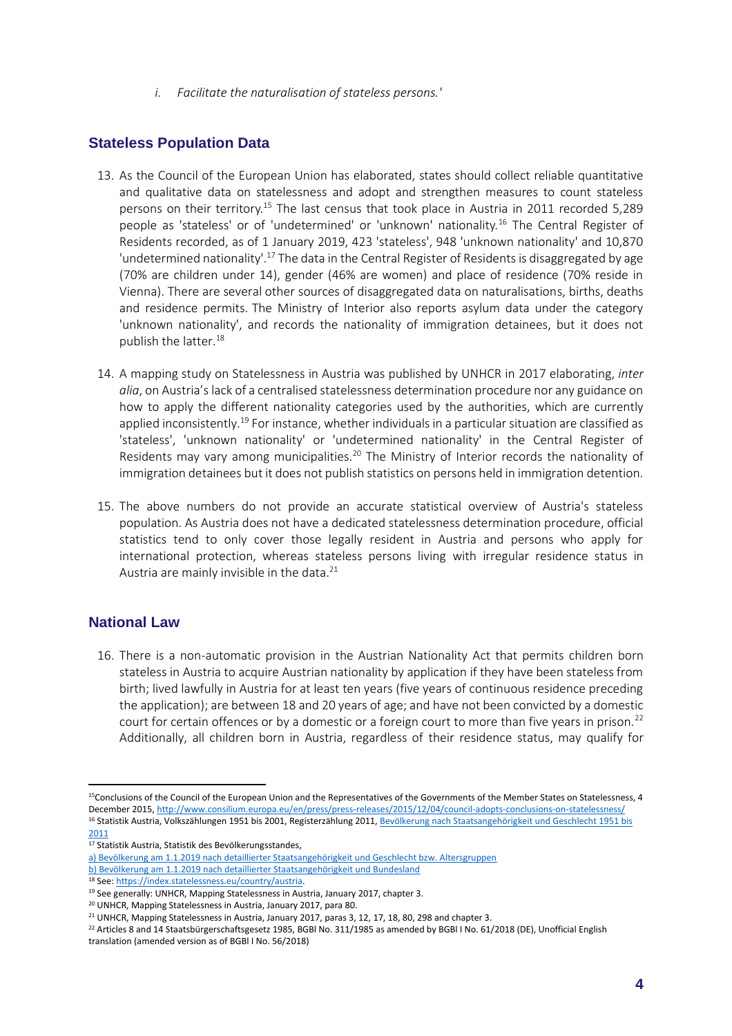*i. Facilitate the naturalisation of stateless persons.'*

## Stateless Population Data

13. As the Council of the European Union has elaborated, states should collect reliable quantitative and qualitative data on statelessness and adopt and strengthen measures to count stateless persons on their territory.[15] The last census that took place in Austria in 2011 recorded 5,289 people as 'stateless' or of 'undetermined' or 'unknown' nationality.[16] The Central Register of Residents recorded, as of 1 January 2019, 423 'stateless', 948 'unknown nationality' and 10,870 'undetermined nationality'.[17] The data in the Central Register of Residents is disaggregated by age (70% are children under 14), gender (46% are women) and place of residence (70% reside in Vienna). There are several other sources of disaggregated data on naturalisations, births, deaths and residence permits. The Ministry of Interior also reports asylum data under the category 'unknown nationality', and records the nationality of immigration detainees, but it does not publish the latter.[18]

14. A mapping study on Statelessness in Austria was published by UNHCR in 2017 elaborating, *inter alia*, on Austria's lack of a centralised statelessness determination procedure nor any guidance on how to apply the different nationality categories used by the authorities, which are currently applied inconsistently.[19] For instance, whether individuals in a particular situation are classified as 'stateless', 'unknown nationality' or 'undetermined nationality' in the Central Register of Residents may vary among municipalities.[20] The Ministry of Interior records the nationality of immigration detainees but it does not publish statistics on persons held in immigration detention.

15. The above numbers do not provide an accurate statistical overview of Austria's stateless population. As Austria does not have a dedicated statelessness determination procedure, official statistics tend to only cover those legally resident in Austria and persons who apply for international protection, whereas stateless persons living with irregular residence status in Austria are mainly invisible in the data.[21]

## National Law

16. There is a non-automatic provision in the Austrian Nationality Act that permits children born stateless in Austria to acquire Austrian nationality by application if they have been stateless from birth; lived lawfully in Austria for at least ten years (five years of continuous residence preceding the application); are between 18 and 20 years of age; and have not been convicted by a domestic court for certain offences or by a domestic or a foreign court to more than five years in prison.[22] Additionally, all children born in Austria, regardless of their residence status, may qualify for

---

[15] Conclusions of the Council of the European Union and the Representatives of the Governments of the Member States on Statelessness, 4 December 2015, http://www.consilium.europa.eu/en/press/press-releases/2015/12/04/council-adopts-conclusions-on-statelessness/

[16] Statistik Austria, Volkszählungen 1951 bis 2001, Registerzählung 2011, Bevölkerung nach Staatsangehörigkeit und Geschlecht 1951 bis 2011

[17] Statistik Austria, Statistik des Bevölkerungsstandes,
a) Bevölkerung am 1.1.2019 nach detaillierter Staatsangehörigkeit und Geschlecht bzw. Altersgruppen
b) Bevölkerung am 1.1.2019 nach detaillierter Staatsangehörigkeit und Bundesland

[18] See: https://index.statelessness.eu/country/austria.

[19] See generally: UNHCR, Mapping Statelessness in Austria, January 2017, chapter 3.

[20] UNHCR, Mapping Statelessness in Austria, January 2017, para 80.

[21] UNHCR, Mapping Statelessness in Austria, January 2017, paras 3, 12, 17, 18, 80, 298 and chapter 3.

[22] Articles 8 and 14 Staatsbürgerschaftsgesetz 1985, BGBl No. 311/1985 as amended by BGBl I No. 61/2018 (DE), Unofficial English translation (amended version as of BGBl I No. 56/2018)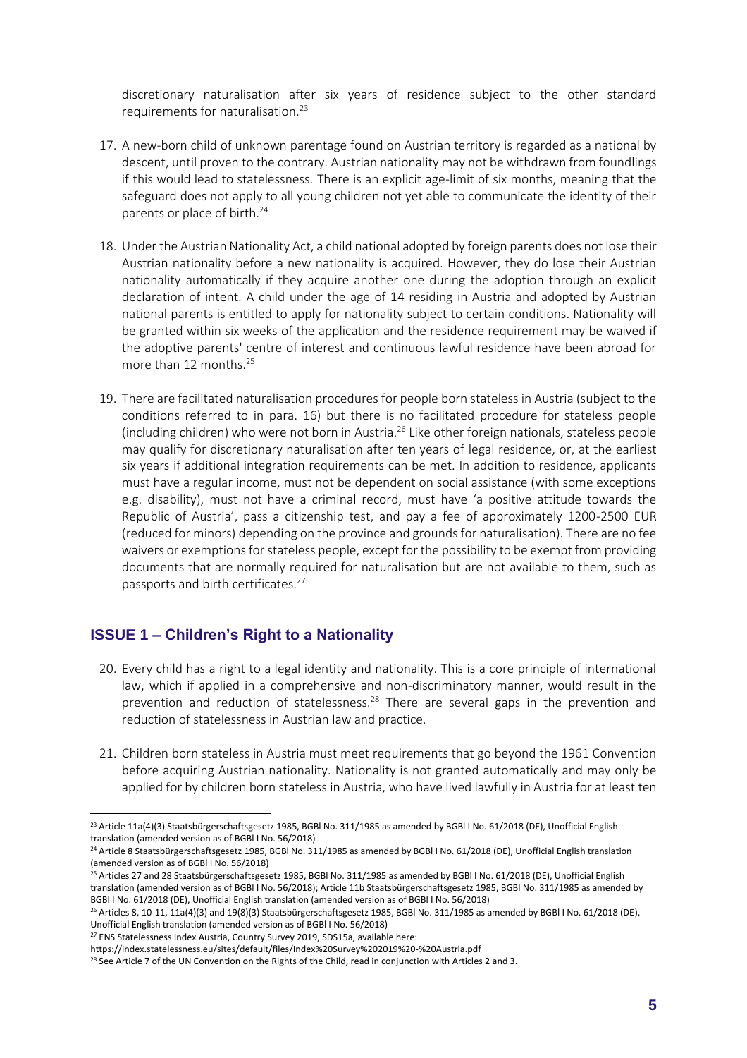discretionary naturalisation after six years of residence subject to the other standard requirements for naturalisation.[23]

17. A new-born child of unknown parentage found on Austrian territory is regarded as a national by descent, until proven to the contrary. Austrian nationality may not be withdrawn from foundlings if this would lead to statelessness. There is an explicit age-limit of six months, meaning that the safeguard does not apply to all young children not yet able to communicate the identity of their parents or place of birth.[24]

18. Under the Austrian Nationality Act, a child national adopted by foreign parents does not lose their Austrian nationality before a new nationality is acquired. However, they do lose their Austrian nationality automatically if they acquire another one during the adoption through an explicit declaration of intent. A child under the age of 14 residing in Austria and adopted by Austrian national parents is entitled to apply for nationality subject to certain conditions. Nationality will be granted within six weeks of the application and the residence requirement may be waived if the adoptive parents' centre of interest and continuous lawful residence have been abroad for more than 12 months.[25]

19. There are facilitated naturalisation procedures for people born stateless in Austria (subject to the conditions referred to in para. 16) but there is no facilitated procedure for stateless people (including children) who were not born in Austria.[26] Like other foreign nationals, stateless people may qualify for discretionary naturalisation after ten years of legal residence, or, at the earliest six years if additional integration requirements can be met. In addition to residence, applicants must have a regular income, must not be dependent on social assistance (with some exceptions e.g. disability), must not have a criminal record, must have 'a positive attitude towards the Republic of Austria', pass a citizenship test, and pay a fee of approximately 1200-2500 EUR (reduced for minors) depending on the province and grounds for naturalisation). There are no fee waivers or exemptions for stateless people, except for the possibility to be exempt from providing documents that are normally required for naturalisation but are not available to them, such as passports and birth certificates.[27]

## ISSUE 1 – Children's Right to a Nationality

20. Every child has a right to a legal identity and nationality. This is a core principle of international law, which if applied in a comprehensive and non-discriminatory manner, would result in the prevention and reduction of statelessness.[28] There are several gaps in the prevention and reduction of statelessness in Austrian law and practice.

21. Children born stateless in Austria must meet requirements that go beyond the 1961 Convention before acquiring Austrian nationality. Nationality is not granted automatically and may only be applied for by children born stateless in Austria, who have lived lawfully in Austria for at least ten

---

[23] Article 11a(4)(3) Staatsbürgerschaftsgesetz 1985, BGBl No. 311/1985 as amended by BGBl I No. 61/2018 (DE), Unofficial English translation (amended version as of BGBl I No. 56/2018)

[24] Article 8 Staatsbürgerschaftsgesetz 1985, BGBl No. 311/1985 as amended by BGBl I No. 61/2018 (DE), Unofficial English translation (amended version as of BGBl I No. 56/2018)

[25] Articles 27 and 28 Staatsbürgerschaftsgesetz 1985, BGBl No. 311/1985 as amended by BGBl I No. 61/2018 (DE), Unofficial English translation (amended version as of BGBl I No. 56/2018); Article 11b Staatsbürgerschaftsgesetz 1985, BGBl No. 311/1985 as amended by BGBl I No. 61/2018 (DE), Unofficial English translation (amended version as of BGBl I No. 56/2018)

[26] Articles 8, 10-11, 11a(4)(3) and 19(8)(3) Staatsbürgerschaftsgesetz 1985, BGBl No. 311/1985 as amended by BGBl I No. 61/2018 (DE), Unofficial English translation (amended version as of BGBl I No. 56/2018)

[27] ENS Statelessness Index Austria, Country Survey 2019, SDS15a, available here: https://index.statelessness.eu/sites/default/files/Index%20Survey%202019%20-%20Austria.pdf

[28] See Article 7 of the UN Convention on the Rights of the Child, read in conjunction with Articles 2 and 3.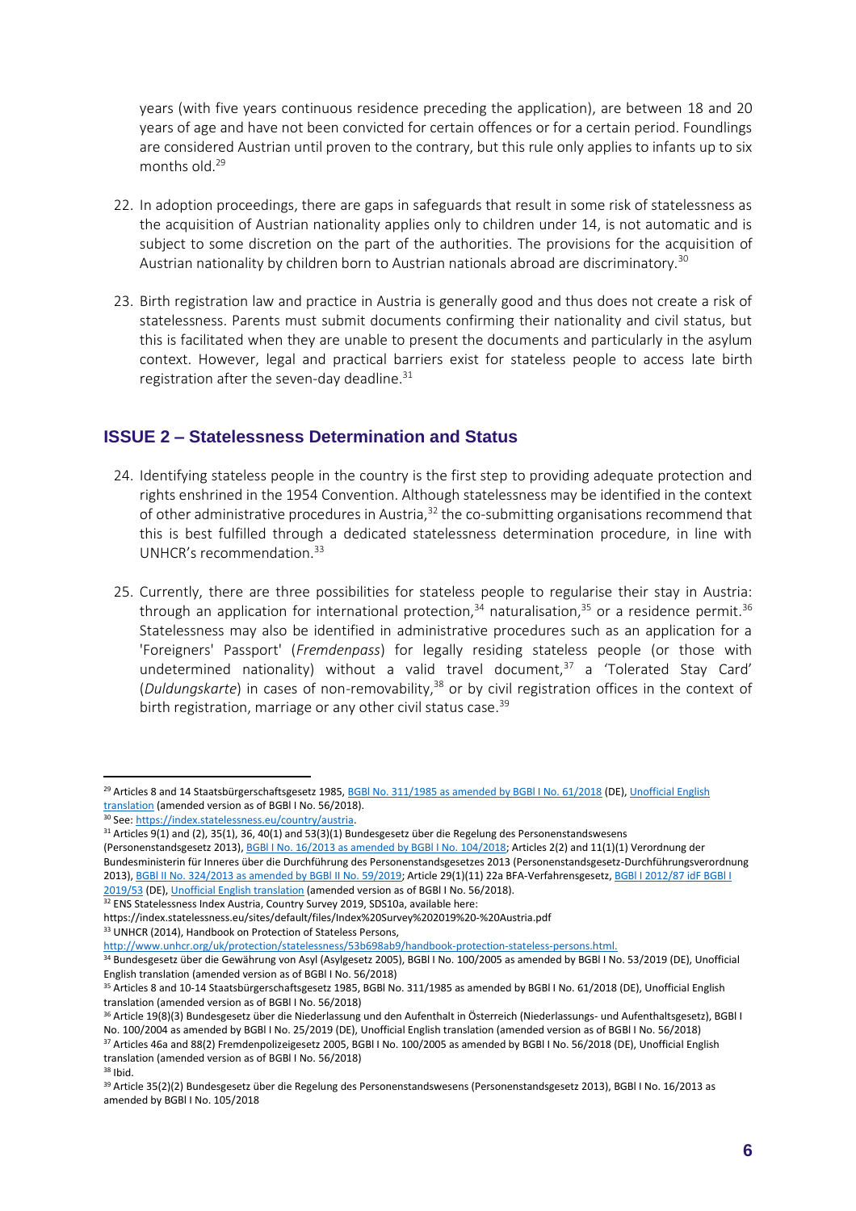years (with five years continuous residence preceding the application), are between 18 and 20 years of age and have not been convicted for certain offences or for a certain period. Foundlings are considered Austrian until proven to the contrary, but this rule only applies to infants up to six months old.[29]

22. In adoption proceedings, there are gaps in safeguards that result in some risk of statelessness as the acquisition of Austrian nationality applies only to children under 14, is not automatic and is subject to some discretion on the part of the authorities. The provisions for the acquisition of Austrian nationality by children born to Austrian nationals abroad are discriminatory.[30]

23. Birth registration law and practice in Austria is generally good and thus does not create a risk of statelessness. Parents must submit documents confirming their nationality and civil status, but this is facilitated when they are unable to present the documents and particularly in the asylum context. However, legal and practical barriers exist for stateless people to access late birth registration after the seven-day deadline.[31]

## ISSUE 2 – Statelessness Determination and Status

24. Identifying stateless people in the country is the first step to providing adequate protection and rights enshrined in the 1954 Convention. Although statelessness may be identified in the context of other administrative procedures in Austria,[32] the co-submitting organisations recommend that this is best fulfilled through a dedicated statelessness determination procedure, in line with UNHCR's recommendation.[33]

25. Currently, there are three possibilities for stateless people to regularise their stay in Austria: through an application for international protection,[34] naturalisation,[35] or a residence permit.[36] Statelessness may also be identified in administrative procedures such as an application for a 'Foreigners' Passport' (*Fremdenpass*) for legally residing stateless people (or those with undetermined nationality) without a valid travel document,[37] a 'Tolerated Stay Card' (*Duldungskarte*) in cases of non-removability,[38] or by civil registration offices in the context of birth registration, marriage or any other civil status case.[39]

---

[29] Articles 8 and 14 Staatsbürgerschaftsgesetz 1985, BGBl No. 311/1985 as amended by BGBl I No. 61/2018 (DE), Unofficial English translation (amended version as of BGBl I No. 56/2018).

[30] See: https://index.statelessness.eu/country/austria.

[31] Articles 9(1) and (2), 35(1), 36, 40(1) and 53(3)(1) Bundesgesetz über die Regelung des Personenstandswesens (Personenstandsgesetz 2013), BGBl I No. 16/2013 as amended by BGBl I No. 104/2018; Articles 2(2) and 11(1)(1) Verordnung der Bundesministerin für Inneres über die Durchführung des Personenstandsgesetzes 2013 (Personenstandsgesetz-Durchführungsverordnung 2013), BGBl II No. 324/2013 as amended by BGBl II No. 59/2019; Article 29(1)(11) 22a BFA-Verfahrensgesetz, BGBl I 2012/87 idF BGBl I 2019/53 (DE), Unofficial English translation (amended version as of BGBl I No. 56/2018).

[32] ENS Statelessness Index Austria, Country Survey 2019, SDS10a, available here: https://index.statelessness.eu/sites/default/files/Index%20Survey%202019%20-%20Austria.pdf

[33] UNHCR (2014), Handbook on Protection of Stateless Persons, http://www.unhcr.org/uk/protection/statelessness/53b698ab9/handbook-protection-stateless-persons.html.

[34] Bundesgesetz über die Gewährung von Asyl (Asylgesetz 2005), BGBl I No. 100/2005 as amended by BGBl I No. 53/2019 (DE), Unofficial English translation (amended version as of BGBl I No. 56/2018)

[35] Articles 8 and 10-14 Staatsbürgerschaftsgesetz 1985, BGBl No. 311/1985 as amended by BGBl I No. 61/2018 (DE), Unofficial English translation (amended version as of BGBl I No. 56/2018)

[36] Article 19(8)(3) Bundesgesetz über die Niederlassung und den Aufenthalt in Österreich (Niederlassungs- und Aufenthaltsgesetz), BGBl I No. 100/2004 as amended by BGBl I No. 25/2019 (DE), Unofficial English translation (amended version as of BGBl I No. 56/2018)

[37] Articles 46a and 88(2) Fremdenpolizeigesetz 2005, BGBl I No. 100/2005 as amended by BGBl I No. 56/2018 (DE), Unofficial English translation (amended version as of BGBl I No. 56/2018)

[38] Ibid.

[39] Article 35(2)(2) Bundesgesetz über die Regelung des Personenstandswesens (Personenstandsgesetz 2013), BGBl I No. 16/2013 as amended by BGBl I No. 105/2018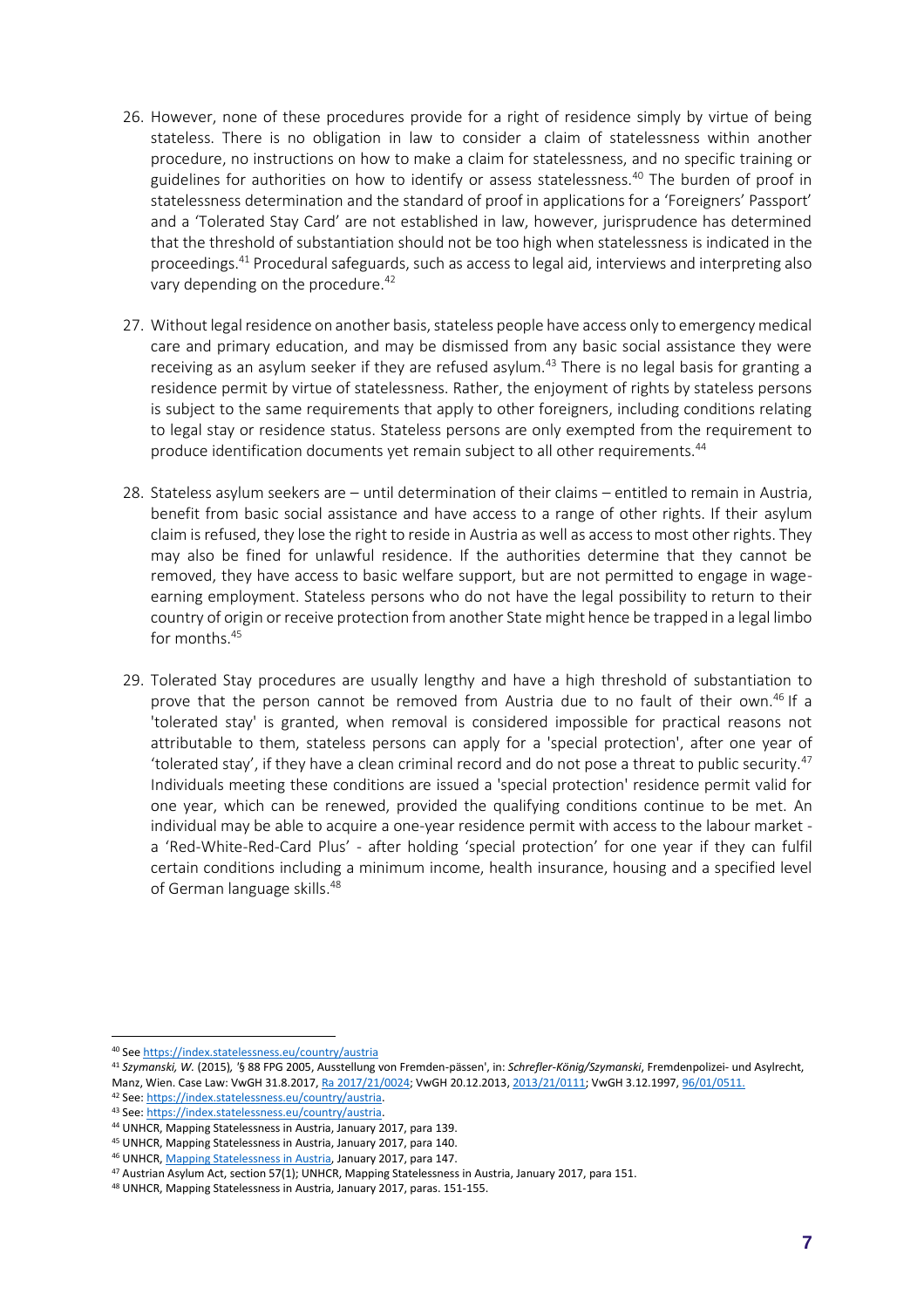26. However, none of these procedures provide for a right of residence simply by virtue of being stateless. There is no obligation in law to consider a claim of statelessness within another procedure, no instructions on how to make a claim for statelessness, and no specific training or guidelines for authorities on how to identify or assess statelessness.[40] The burden of proof in statelessness determination and the standard of proof in applications for a 'Foreigners' Passport' and a 'Tolerated Stay Card' are not established in law, however, jurisprudence has determined that the threshold of substantiation should not be too high when statelessness is indicated in the proceedings.[41] Procedural safeguards, such as access to legal aid, interviews and interpreting also vary depending on the procedure.[42]

27. Without legal residence on another basis, stateless people have access only to emergency medical care and primary education, and may be dismissed from any basic social assistance they were receiving as an asylum seeker if they are refused asylum.[43] There is no legal basis for granting a residence permit by virtue of statelessness. Rather, the enjoyment of rights by stateless persons is subject to the same requirements that apply to other foreigners, including conditions relating to legal stay or residence status. Stateless persons are only exempted from the requirement to produce identification documents yet remain subject to all other requirements.[44]

28. Stateless asylum seekers are – until determination of their claims – entitled to remain in Austria, benefit from basic social assistance and have access to a range of other rights. If their asylum claim is refused, they lose the right to reside in Austria as well as access to most other rights. They may also be fined for unlawful residence. If the authorities determine that they cannot be removed, they have access to basic welfare support, but are not permitted to engage in wage-earning employment. Stateless persons who do not have the legal possibility to return to their country of origin or receive protection from another State might hence be trapped in a legal limbo for months.[45]

29. Tolerated Stay procedures are usually lengthy and have a high threshold of substantiation to prove that the person cannot be removed from Austria due to no fault of their own.[46] If a 'tolerated stay' is granted, when removal is considered impossible for practical reasons not attributable to them, stateless persons can apply for a 'special protection', after one year of 'tolerated stay', if they have a clean criminal record and do not pose a threat to public security.[47] Individuals meeting these conditions are issued a 'special protection' residence permit valid for one year, which can be renewed, provided the qualifying conditions continue to be met. An individual may be able to acquire a one-year residence permit with access to the labour market - a 'Red-White-Red-Card Plus' - after holding 'special protection' for one year if they can fulfil certain conditions including a minimum income, health insurance, housing and a specified level of German language skills.[48]

---

[40] See https://index.statelessness.eu/country/austria

[41] *Szymanski, W.* (2015), '§ 88 FPG 2005, Ausstellung von Fremden-pässen', in: *Schrefler-König/Szymanski*, Fremdenpolizei- und Asylrecht, Manz, Wien. Case Law: VwGH 31.8.2017, Ra 2017/21/0024; VwGH 20.12.2013, 2013/21/0111; VwGH 3.12.1997, 96/01/0511.

[42] See: https://index.statelessness.eu/country/austria.

[43] See: https://index.statelessness.eu/country/austria.

[44] UNHCR, Mapping Statelessness in Austria, January 2017, para 139.

[45] UNHCR, Mapping Statelessness in Austria, January 2017, para 140.

[46] UNHCR, Mapping Statelessness in Austria, January 2017, para 147.

[47] Austrian Asylum Act, section 57(1); UNHCR, Mapping Statelessness in Austria, January 2017, para 151.

[48] UNHCR, Mapping Statelessness in Austria, January 2017, paras. 151-155.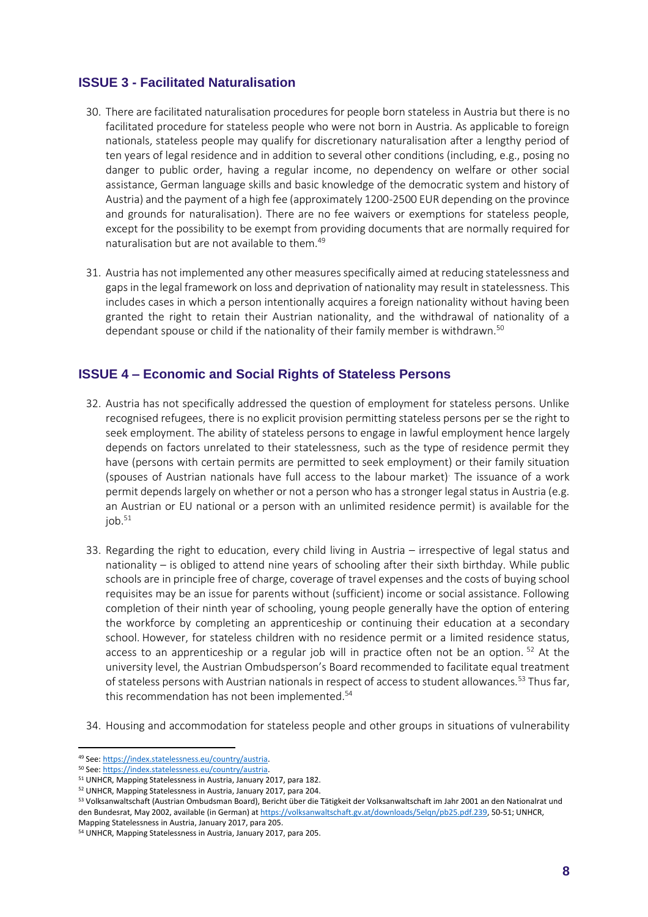## ISSUE 3 - Facilitated Naturalisation

30. There are facilitated naturalisation procedures for people born stateless in Austria but there is no facilitated procedure for stateless people who were not born in Austria. As applicable to foreign nationals, stateless people may qualify for discretionary naturalisation after a lengthy period of ten years of legal residence and in addition to several other conditions (including, e.g., posing no danger to public order, having a regular income, no dependency on welfare or other social assistance, German language skills and basic knowledge of the democratic system and history of Austria) and the payment of a high fee (approximately 1200-2500 EUR depending on the province and grounds for naturalisation). There are no fee waivers or exemptions for stateless people, except for the possibility to be exempt from providing documents that are normally required for naturalisation but are not available to them.[49]

31. Austria has not implemented any other measures specifically aimed at reducing statelessness and gaps in the legal framework on loss and deprivation of nationality may result in statelessness. This includes cases in which a person intentionally acquires a foreign nationality without having been granted the right to retain their Austrian nationality, and the withdrawal of nationality of a dependant spouse or child if the nationality of their family member is withdrawn.[50]

## ISSUE 4 – Economic and Social Rights of Stateless Persons

32. Austria has not specifically addressed the question of employment for stateless persons. Unlike recognised refugees, there is no explicit provision permitting stateless persons per se the right to seek employment. The ability of stateless persons to engage in lawful employment hence largely depends on factors unrelated to their statelessness, such as the type of residence permit they have (persons with certain permits are permitted to seek employment) or their family situation (spouses of Austrian nationals have full access to the labour market). The issuance of a work permit depends largely on whether or not a person who has a stronger legal status in Austria (e.g. an Austrian or EU national or a person with an unlimited residence permit) is available for the job.[51]

33. Regarding the right to education, every child living in Austria – irrespective of legal status and nationality – is obliged to attend nine years of schooling after their sixth birthday. While public schools are in principle free of charge, coverage of travel expenses and the costs of buying school requisites may be an issue for parents without (sufficient) income or social assistance. Following completion of their ninth year of schooling, young people generally have the option of entering the workforce by completing an apprenticeship or continuing their education at a secondary school. However, for stateless children with no residence permit or a limited residence status, access to an apprenticeship or a regular job will in practice often not be an option.[52] At the university level, the Austrian Ombudsperson's Board recommended to facilitate equal treatment of stateless persons with Austrian nationals in respect of access to student allowances.[53] Thus far, this recommendation has not been implemented.[54]

34. Housing and accommodation for stateless people and other groups in situations of vulnerability

---

[49] See: https://index.statelessness.eu/country/austria.

[50] See: https://index.statelessness.eu/country/austria.

[51] UNHCR, Mapping Statelessness in Austria, January 2017, para 182.

[52] UNHCR, Mapping Statelessness in Austria, January 2017, para 204.

[53] Volksanwaltschaft (Austrian Ombudsman Board), Bericht über die Tätigkeit der Volksanwaltschaft im Jahr 2001 an den Nationalrat und den Bundesrat, May 2002, available (in German) at https://volksanwaltschaft.gv.at/downloads/5elqn/pb25.pdf.239, 50-51; UNHCR, Mapping Statelessness in Austria, January 2017, para 205.

[54] UNHCR, Mapping Statelessness in Austria, January 2017, para 205.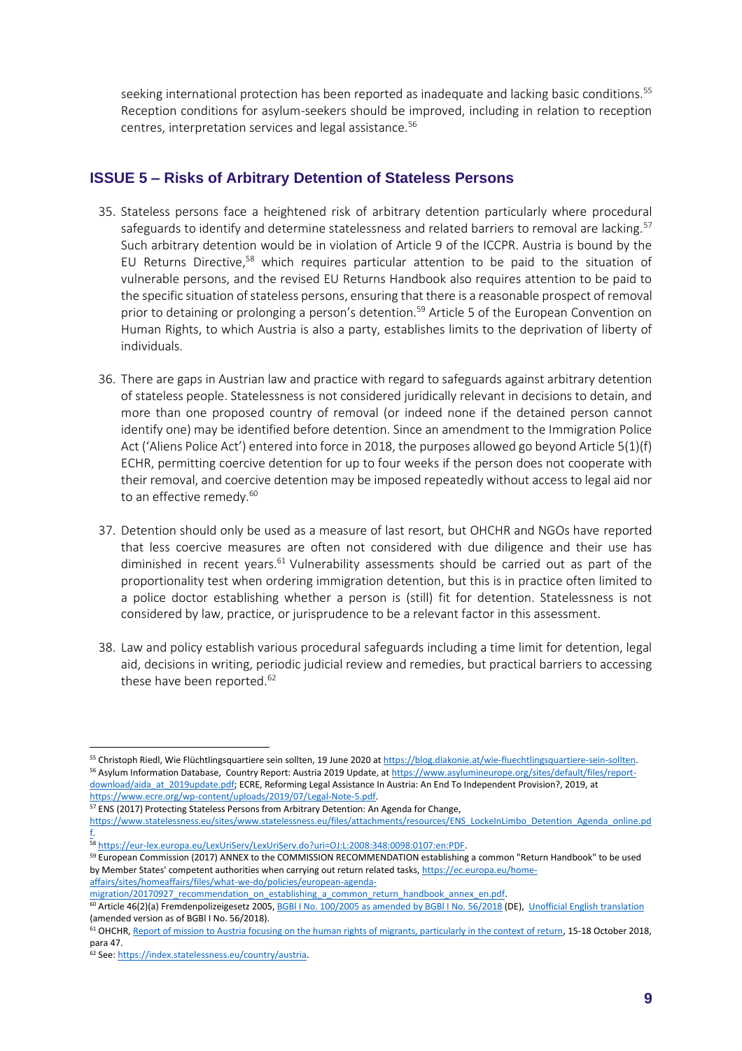seeking international protection has been reported as inadequate and lacking basic conditions.[55] Reception conditions for asylum-seekers should be improved, including in relation to reception centres, interpretation services and legal assistance.[56]

## ISSUE 5 – Risks of Arbitrary Detention of Stateless Persons

35. Stateless persons face a heightened risk of arbitrary detention particularly where procedural safeguards to identify and determine statelessness and related barriers to removal are lacking.[57] Such arbitrary detention would be in violation of Article 9 of the ICCPR. Austria is bound by the EU Returns Directive,[58] which requires particular attention to be paid to the situation of vulnerable persons, and the revised EU Returns Handbook also requires attention to be paid to the specific situation of stateless persons, ensuring that there is a reasonable prospect of removal prior to detaining or prolonging a person's detention.[59] Article 5 of the European Convention on Human Rights, to which Austria is also a party, establishes limits to the deprivation of liberty of individuals.

36. There are gaps in Austrian law and practice with regard to safeguards against arbitrary detention of stateless people. Statelessness is not considered juridically relevant in decisions to detain, and more than one proposed country of removal (or indeed none if the detained person cannot identify one) may be identified before detention. Since an amendment to the Immigration Police Act ('Aliens Police Act') entered into force in 2018, the purposes allowed go beyond Article 5(1)(f) ECHR, permitting coercive detention for up to four weeks if the person does not cooperate with their removal, and coercive detention may be imposed repeatedly without access to legal aid nor to an effective remedy.[60]

37. Detention should only be used as a measure of last resort, but OHCHR and NGOs have reported that less coercive measures are often not considered with due diligence and their use has diminished in recent years.[61] Vulnerability assessments should be carried out as part of the proportionality test when ordering immigration detention, but this is in practice often limited to a police doctor establishing whether a person is (still) fit for detention. Statelessness is not considered by law, practice, or jurisprudence to be a relevant factor in this assessment.

38. Law and policy establish various procedural safeguards including a time limit for detention, legal aid, decisions in writing, periodic judicial review and remedies, but practical barriers to accessing these have been reported.[62]

---

[55] Christoph Riedl, Wie Flüchtlingsquartiere sein sollten, 19 June 2020 at https://blog.diakonie.at/wie-fluechtlingsquartiere-sein-sollten.
[56] Asylum Information Database, Country Report: Austria 2019 Update, at https://www.asylumineurope.org/sites/default/files/report-download/aida_at_2019update.pdf; ECRE, Reforming Legal Assistance In Austria: An End To Independent Provision?, 2019, at https://www.ecre.org/wp-content/uploads/2019/07/Legal-Note-5.pdf.
[57] ENS (2017) Protecting Stateless Persons from Arbitrary Detention: An Agenda for Change, https://www.statelessness.eu/sites/www.statelessness.eu/files/attachments/resources/ENS_LockeInLimbo_Detention_Agenda_online.pdf.
[58] https://eur-lex.europa.eu/LexUriServ/LexUriServ.do?uri=OJ:L:2008:348:0098:0107:en:PDF.
[59] European Commission (2017) ANNEX to the COMMISSION RECOMMENDATION establishing a common "Return Handbook" to be used by Member States' competent authorities when carrying out return related tasks, https://ec.europa.eu/home-affairs/sites/homeaffairs/files/what-we-do/policies/european-agenda-migration/20170927_recommendation_on_establishing_a_common_return_handbook_annex_en.pdf.
[60] Article 46(2)(a) Fremdenpolizeigesetz 2005, BGBl I No. 100/2005 as amended by BGBl I No. 56/2018 (DE), Unofficial English translation (amended version as of BGBl I No. 56/2018).
[61] OHCHR, Report of mission to Austria focusing on the human rights of migrants, particularly in the context of return, 15-18 October 2018, para 47.
[62] See: https://index.statelessness.eu/country/austria.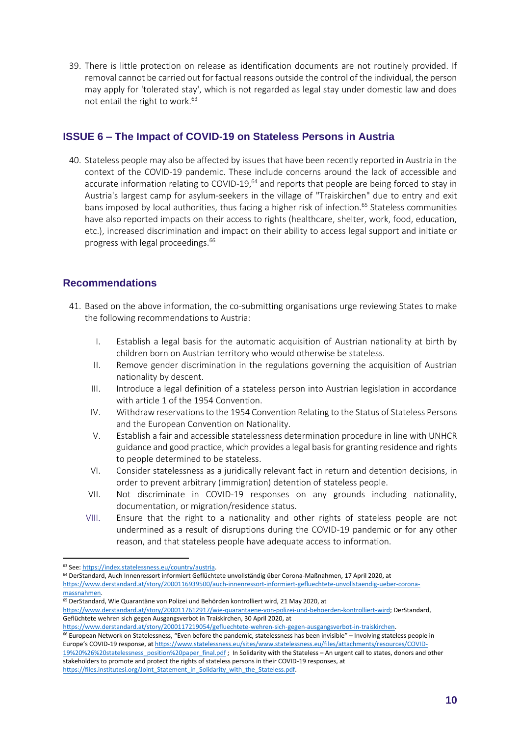39. There is little protection on release as identification documents are not routinely provided. If removal cannot be carried out for factual reasons outside the control of the individual, the person may apply for 'tolerated stay', which is not regarded as legal stay under domestic law and does not entail the right to work.[63]

## ISSUE 6 – The Impact of COVID-19 on Stateless Persons in Austria

40. Stateless people may also be affected by issues that have been recently reported in Austria in the context of the COVID-19 pandemic. These include concerns around the lack of accessible and accurate information relating to COVID-19,[64] and reports that people are being forced to stay in Austria's largest camp for asylum-seekers in the village of "Traiskirchen" due to entry and exit bans imposed by local authorities, thus facing a higher risk of infection.[65] Stateless communities have also reported impacts on their access to rights (healthcare, shelter, work, food, education, etc.), increased discrimination and impact on their ability to access legal support and initiate or progress with legal proceedings.[66]

## Recommendations

41. Based on the above information, the co-submitting organisations urge reviewing States to make the following recommendations to Austria:

    I. Establish a legal basis for the automatic acquisition of Austrian nationality at birth by children born on Austrian territory who would otherwise be stateless.

    II. Remove gender discrimination in the regulations governing the acquisition of Austrian nationality by descent.

    III. Introduce a legal definition of a stateless person into Austrian legislation in accordance with article 1 of the 1954 Convention.

    IV. Withdraw reservations to the 1954 Convention Relating to the Status of Stateless Persons and the European Convention on Nationality.

    V. Establish a fair and accessible statelessness determination procedure in line with UNHCR guidance and good practice, which provides a legal basis for granting residence and rights to people determined to be stateless.

    VI. Consider statelessness as a juridically relevant fact in return and detention decisions, in order to prevent arbitrary (immigration) detention of stateless people.

    VII. Not discriminate in COVID-19 responses on any grounds including nationality, documentation, or migration/residence status.

    VIII. Ensure that the right to a nationality and other rights of stateless people are not undermined as a result of disruptions during the COVID-19 pandemic or for any other reason, and that stateless people have adequate access to information.

---

[63] See: https://index.statelessness.eu/country/austria.

[64] DerStandard, Auch Innenressort informiert Geflüchtete unvollständig über Corona-Maßnahmen, 17 April 2020, at https://www.derstandard.at/story/2000116939500/auch-innenressort-informiert-gefluechtete-unvollstaendig-ueber-corona-massnahmen.

[65] DerStandard, Wie Quarantäne von Polizei und Behörden kontrolliert wird, 21 May 2020, at https://www.derstandard.at/story/2000117612917/wie-quarantaene-von-polizei-und-behoerden-kontrolliert-wird; DerStandard, Geflüchtete wehren sich gegen Ausgangsverbot in Traiskirchen, 30 April 2020, at https://www.derstandard.at/story/2000117219054/gefluechtete-wehren-sich-gegen-ausgangsverbot-in-traiskirchen.

[66] European Network on Statelessness, "Even before the pandemic, statelessness has been invisible" – Involving stateless people in Europe's COVID-19 response, at https://www.statelessness.eu/sites/www.statelessness.eu/files/attachments/resources/COVID-19%20%26%20statelessness_position%20paper_final.pdf ; In Solidarity with the Stateless – An urgent call to states, donors and other stakeholders to promote and protect the rights of stateless persons in their COVID-19 responses, at https://files.institutesi.org/Joint_Statement_in_Solidarity_with_the_Stateless.pdf.